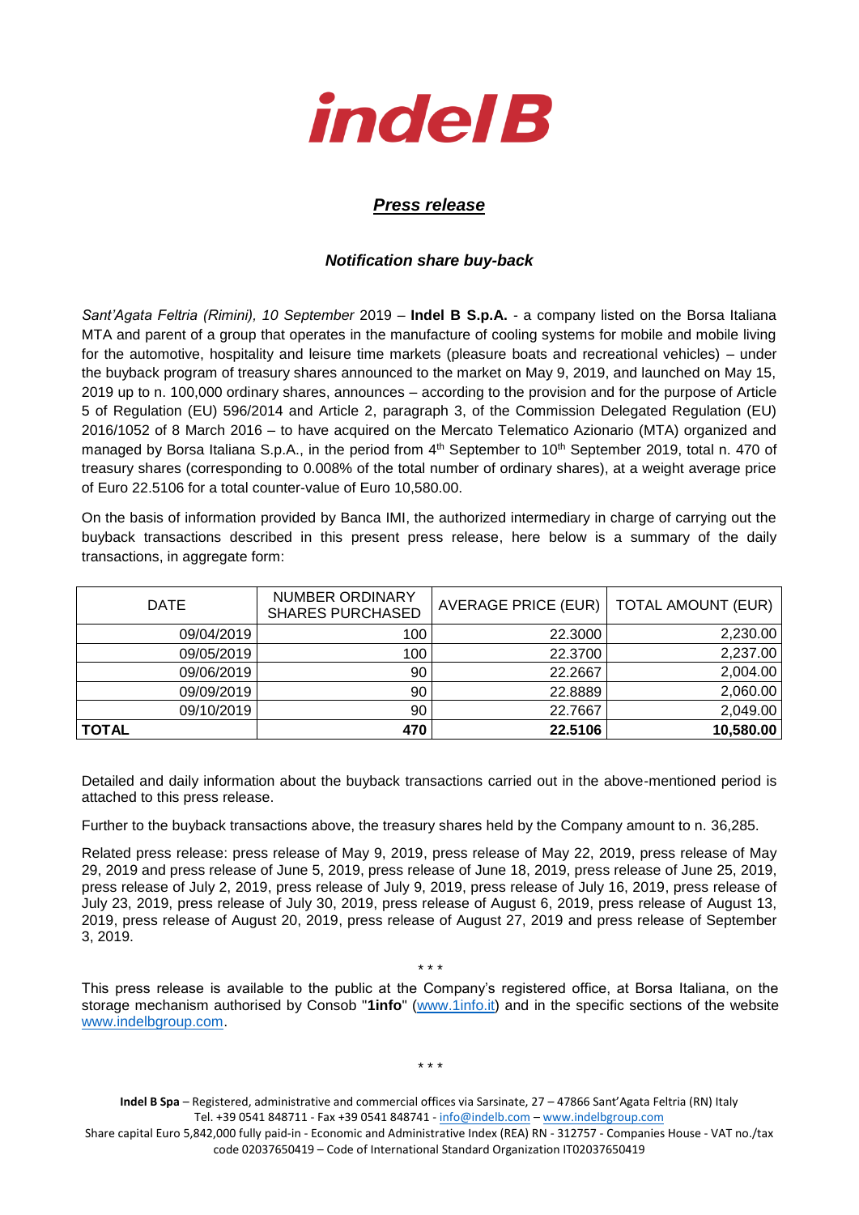# indelB

## *Press release*

### *Notification share buy-back*

*Sant'Agata Feltria (Rimini), 10 September* 2019 – **Indel B S.p.A.** - a company listed on the Borsa Italiana MTA and parent of a group that operates in the manufacture of cooling systems for mobile and mobile living for the automotive, hospitality and leisure time markets (pleasure boats and recreational vehicles) – under the buyback program of treasury shares announced to the market on May 9, 2019, and launched on May 15, 2019 up to n. 100,000 ordinary shares, announces – according to the provision and for the purpose of Article 5 of Regulation (EU) 596/2014 and Article 2, paragraph 3, of the Commission Delegated Regulation (EU) 2016/1052 of 8 March 2016 – to have acquired on the Mercato Telematico Azionario (MTA) organized and managed by Borsa Italiana S.p.A., in the period from 4th September to 10th September 2019, total n. 470 of treasury shares (corresponding to 0.008% of the total number of ordinary shares), at a weight average price of Euro 22.5106 for a total counter-value of Euro 10,580.00.

On the basis of information provided by Banca IMI, the authorized intermediary in charge of carrying out the buyback transactions described in this present press release, here below is a summary of the daily transactions, in aggregate form:

| DATE | NUMBER ORDINARY SHARES PURCHASED | AVERAGE PRICE (EUR) | TOTAL AMOUNT (EUR) |
|---|---|---|---|
| 09/04/2019 | 100 | 22.3000 | 2,230.00 |
| 09/05/2019 | 100 | 22.3700 | 2,237.00 |
| 09/06/2019 | 90 | 22.2667 | 2,004.00 |
| 09/09/2019 | 90 | 22.8889 | 2,060.00 |
| 09/10/2019 | 90 | 22.7667 | 2,049.00 |
| **TOTAL** | **470** | **22.5106** | **10,580.00** |

Detailed and daily information about the buyback transactions carried out in the above-mentioned period is attached to this press release.

Further to the buyback transactions above, the treasury shares held by the Company amount to n. 36,285.

Related press release: press release of May 9, 2019, press release of May 22, 2019, press release of May 29, 2019 and press release of June 5, 2019, press release of June 18, 2019, press release of June 25, 2019, press release of July 2, 2019, press release of July 9, 2019, press release of July 16, 2019, press release of July 23, 2019, press release of July 30, 2019, press release of August 6, 2019, press release of August 13, 2019, press release of August 20, 2019, press release of August 27, 2019 and press release of September 3, 2019.

\* \* \*

This press release is available to the public at the Company's registered office, at Borsa Italiana, on the storage mechanism authorised by Consob "**1info**" (www.1info.it) and in the specific sections of the website www.indelbgroup.com.

\* \* \*

**Indel B Spa** – Registered, administrative and commercial offices via Sarsinate, 27 – 47866 Sant'Agata Feltria (RN) Italy
Tel. +39 0541 848711 - Fax +39 0541 848741 - info@indelb.com – www.indelbgroup.com
Share capital Euro 5,842,000 fully paid-in - Economic and Administrative Index (REA) RN - 312757 - Companies House - VAT no./tax code 02037650419 – Code of International Standard Organization IT02037650419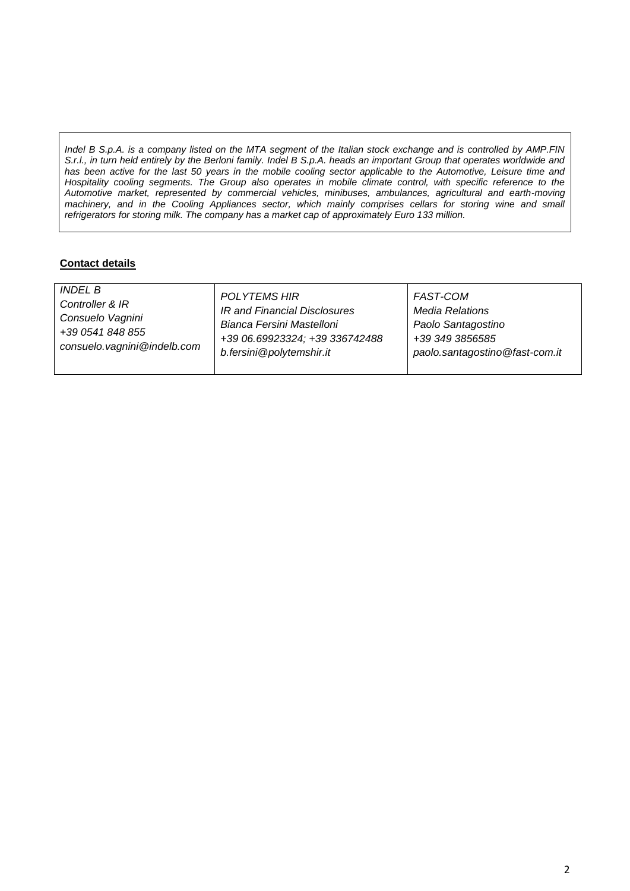*Indel B S.p.A. is a company listed on the MTA segment of the Italian stock exchange and is controlled by AMP.FIN S.r.l., in turn held entirely by the Berloni family. Indel B S.p.A. heads an important Group that operates worldwide and has been active for the last 50 years in the mobile cooling sector applicable to the Automotive, Leisure time and Hospitality cooling segments. The Group also operates in mobile climate control, with specific reference to the Automotive market, represented by commercial vehicles, minibuses, ambulances, agricultural and earth-moving machinery, and in the Cooling Appliances sector, which mainly comprises cellars for storing wine and small refrigerators for storing milk. The company has a market cap of approximately Euro 133 million.*

**Contact details**

| *INDEL B*<br>*Controller & IR*<br>*Consuelo Vagnini*<br>*+39 0541 848 855*<br>*consuelo.vagnini@indelb.com* | *POLYTEMS HIR*<br>*IR and Financial Disclosures*<br>*Bianca Fersini Mastelloni*<br>*+39 06.69923324; +39 336742488*<br>*b.fersini@polytemshir.it* | *FAST-COM*<br>*Media Relations*<br>*Paolo Santagostino*<br>*+39 349 3856585*<br>*paolo.santagostino@fast-com.it* |
|---|---|---|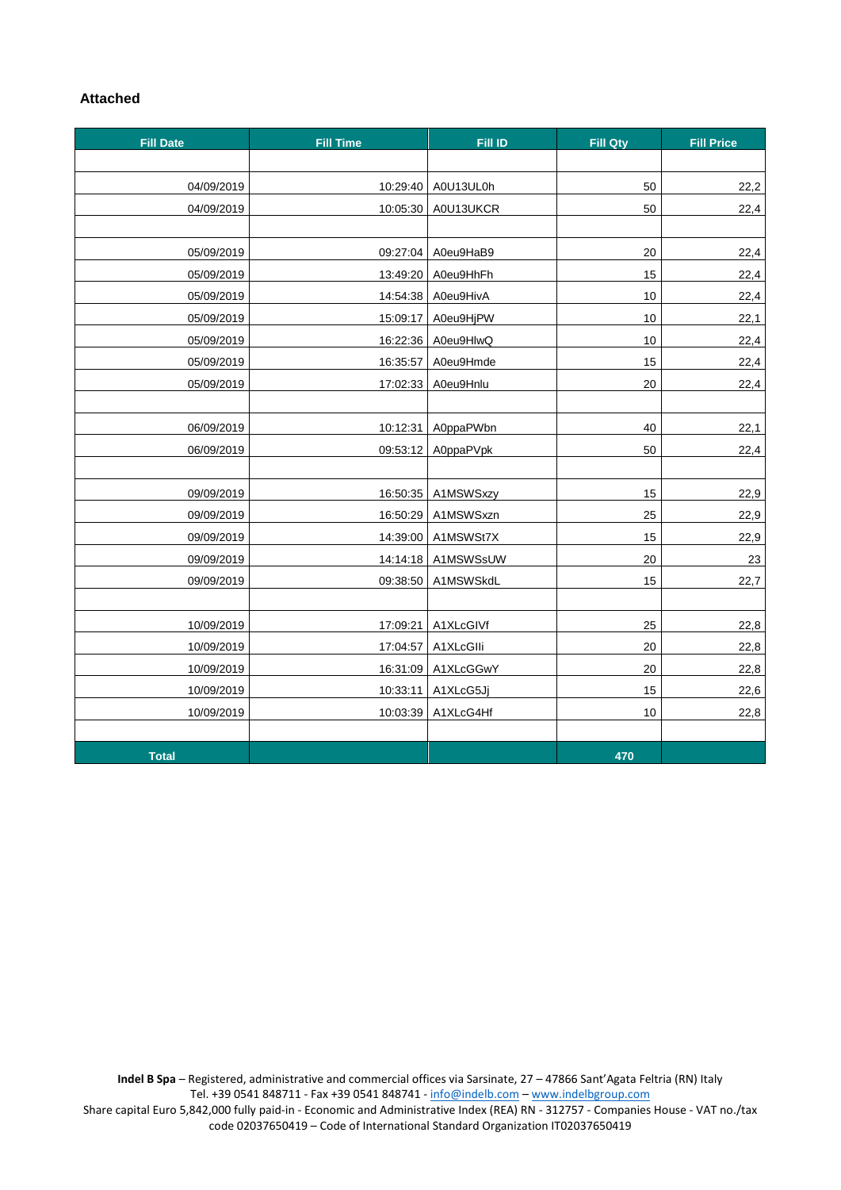**Attached**

| Fill Date | Fill Time | Fill ID | Fill Qty | Fill Price |
|---|---|---|---|---|
| | | | | |
| 04/09/2019 | 10:29:40 | A0U13UL0h | 50 | 22,2 |
| 04/09/2019 | 10:05:30 | A0U13UKCR | 50 | 22,4 |
| | | | | |
| 05/09/2019 | 09:27:04 | A0eu9HaB9 | 20 | 22,4 |
| 05/09/2019 | 13:49:20 | A0eu9HhFh | 15 | 22,4 |
| 05/09/2019 | 14:54:38 | A0eu9HivA | 10 | 22,4 |
| 05/09/2019 | 15:09:17 | A0eu9HjPW | 10 | 22,1 |
| 05/09/2019 | 16:22:36 | A0eu9HlwQ | 10 | 22,4 |
| 05/09/2019 | 16:35:57 | A0eu9Hmde | 15 | 22,4 |
| 05/09/2019 | 17:02:33 | A0eu9Hnlu | 20 | 22,4 |
| | | | | |
| 06/09/2019 | 10:12:31 | A0ppaPWbn | 40 | 22,1 |
| 06/09/2019 | 09:53:12 | A0ppaPVpk | 50 | 22,4 |
| | | | | |
| 09/09/2019 | 16:50:35 | A1MSWSxzy | 15 | 22,9 |
| 09/09/2019 | 16:50:29 | A1MSWSxzn | 25 | 22,9 |
| 09/09/2019 | 14:39:00 | A1MSWSt7X | 15 | 22,9 |
| 09/09/2019 | 14:14:18 | A1MSWSsUW | 20 | 23 |
| 09/09/2019 | 09:38:50 | A1MSWSkdL | 15 | 22,7 |
| | | | | |
| 10/09/2019 | 17:09:21 | A1XLcGIVf | 25 | 22,8 |
| 10/09/2019 | 17:04:57 | A1XLcGIli | 20 | 22,8 |
| 10/09/2019 | 16:31:09 | A1XLcGGwY | 20 | 22,8 |
| 10/09/2019 | 10:33:11 | A1XLcG5Jj | 15 | 22,6 |
| 10/09/2019 | 10:03:39 | A1XLcG4Hf | 10 | 22,8 |
| | | | | |
| **Total** | | | **470** | |

**Indel B Spa** – Registered, administrative and commercial offices via Sarsinate, 27 – 47866 Sant'Agata Feltria (RN) Italy
Tel. +39 0541 848711 - Fax +39 0541 848741 - info@indelb.com – www.indelbgroup.com
Share capital Euro 5,842,000 fully paid-in - Economic and Administrative Index (REA) RN - 312757 - Companies House - VAT no./tax code 02037650419 – Code of International Standard Organization IT02037650419